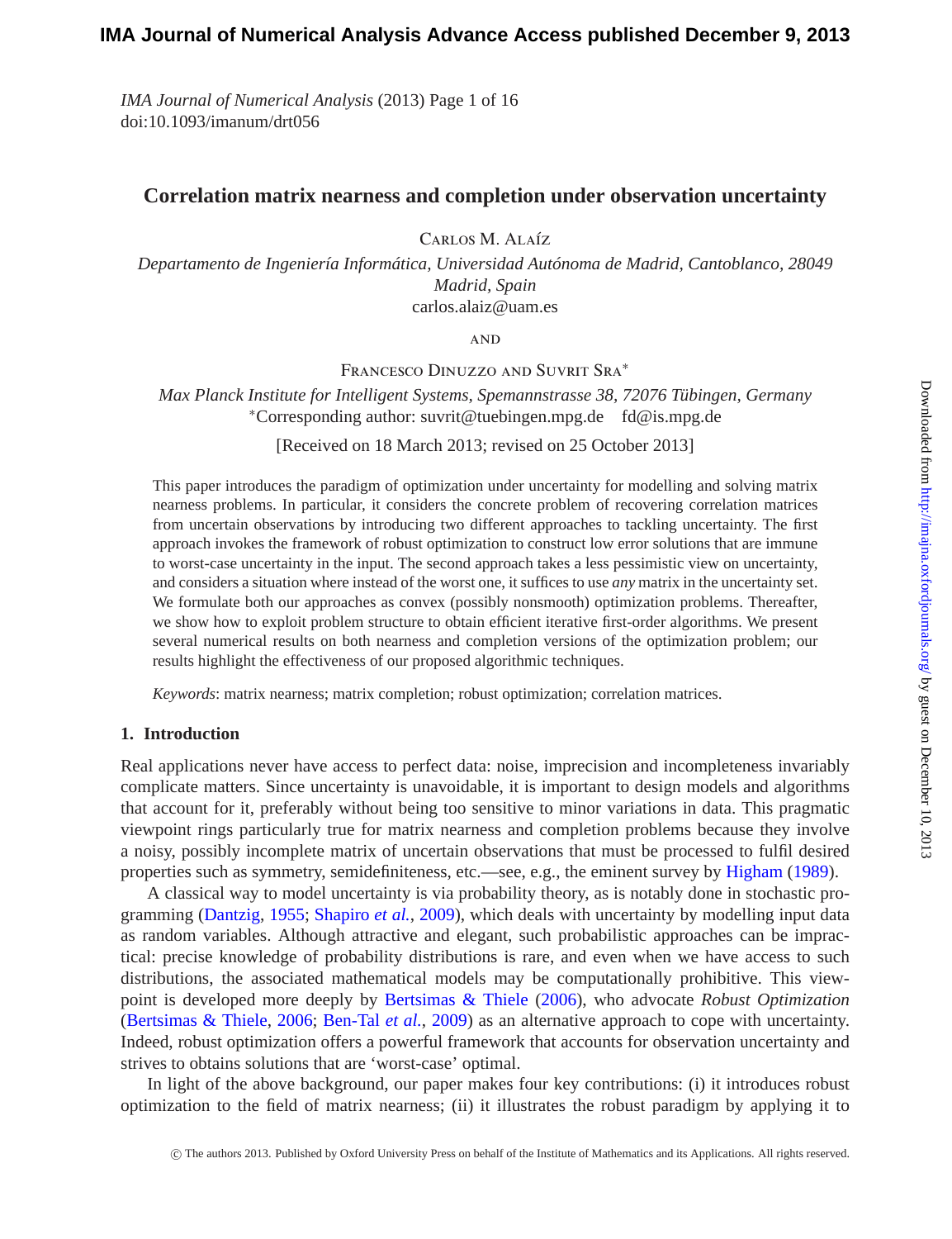# Correlation matrix nearness and completion under observation uncertainty

Carlos M. Alaíz

*Departamento de Ingeniería Informática, Universidad Autónoma de Madrid, Cantoblanco, 28049 Madrid, Spain*
carlos.alaiz@uam.es

and

Francesco Dinuzzo and Suvrit Sra*

*Max Planck Institute for Intelligent Systems, Spemannstrasse 38, 72076 Tübingen, Germany*
*Corresponding author: suvrit@tuebingen.mpg.de fd@is.mpg.de

[Received on 18 March 2013; revised on 25 October 2013]

This paper introduces the paradigm of optimization under uncertainty for modelling and solving matrix nearness problems. In particular, it considers the concrete problem of recovering correlation matrices from uncertain observations by introducing two different approaches to tackling uncertainty. The first approach invokes the framework of robust optimization to construct low error solutions that are immune to worst-case uncertainty in the input. The second approach takes a less pessimistic view on uncertainty, and considers a situation where instead of the worst one, it suffices to use *any* matrix in the uncertainty set. We formulate both our approaches as convex (possibly nonsmooth) optimization problems. Thereafter, we show how to exploit problem structure to obtain efficient iterative first-order algorithms. We present several numerical results on both nearness and completion versions of the optimization problem; our results highlight the effectiveness of our proposed algorithmic techniques.

*Keywords*: matrix nearness; matrix completion; robust optimization; correlation matrices.

## 1. Introduction

Real applications never have access to perfect data: noise, imprecision and incompleteness invariably complicate matters. Since uncertainty is unavoidable, it is important to design models and algorithms that account for it, preferably without being too sensitive to minor variations in data. This pragmatic viewpoint rings particularly true for matrix nearness and completion problems because they involve a noisy, possibly incomplete matrix of uncertain observations that must be processed to fulfil desired properties such as symmetry, semidefiniteness, etc.—see, e.g., the eminent survey by Higham (1989).

A classical way to model uncertainty is via probability theory, as is notably done in stochastic programming (Dantzig, 1955; Shapiro *et al.*, 2009), which deals with uncertainty by modelling input data as random variables. Although attractive and elegant, such probabilistic approaches can be impractical: precise knowledge of probability distributions is rare, and even when we have access to such distributions, the associated mathematical models may be computationally prohibitive. This viewpoint is developed more deeply by Bertsimas & Thiele (2006), who advocate *Robust Optimization* (Bertsimas & Thiele, 2006; Ben-Tal *et al.*, 2009) as an alternative approach to cope with uncertainty. Indeed, robust optimization offers a powerful framework that accounts for observation uncertainty and strives to obtains solutions that are 'worst-case' optimal.

In light of the above background, our paper makes four key contributions: (i) it introduces robust optimization to the field of matrix nearness; (ii) it illustrates the robust paradigm by applying it to

© The authors 2013. Published by Oxford University Press on behalf of the Institute of Mathematics and its Applications. All rights reserved.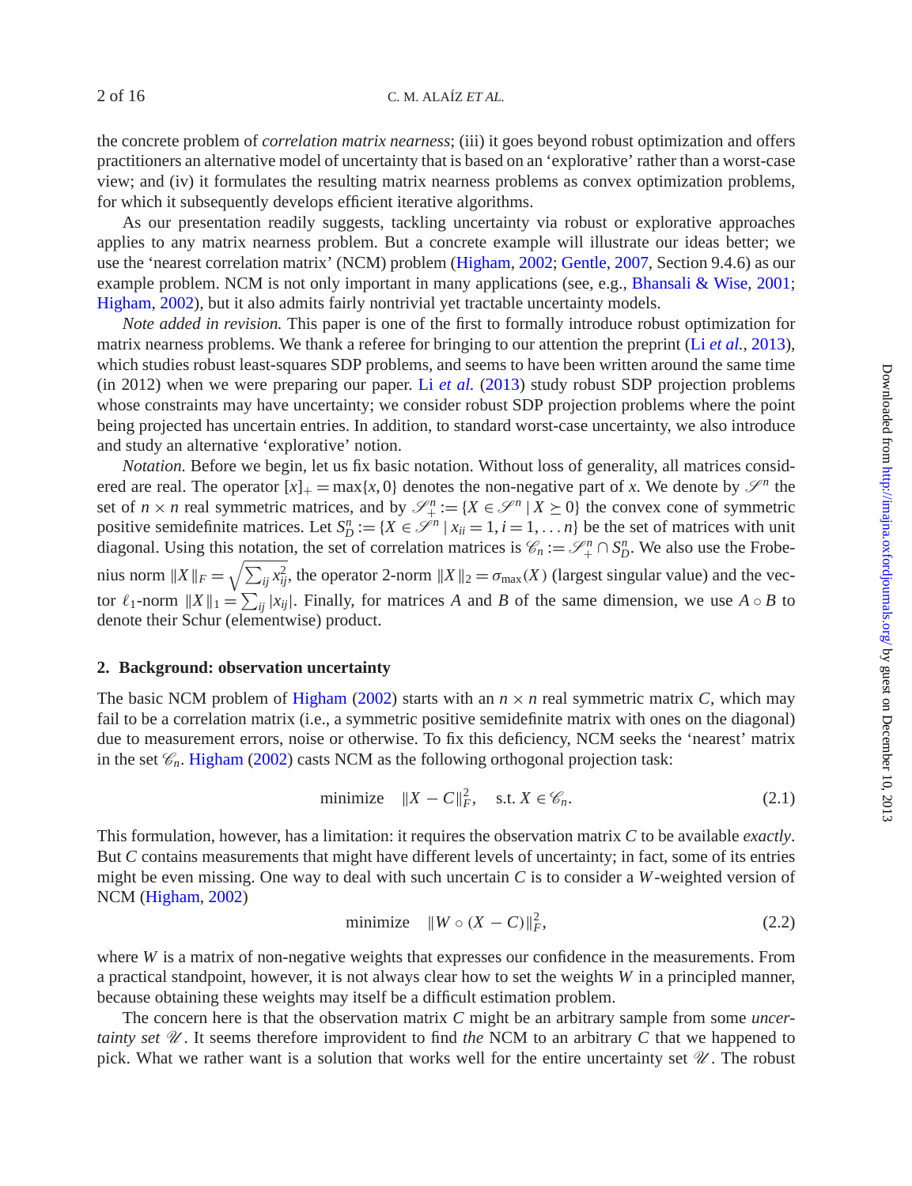the concrete problem of *correlation matrix nearness*; (iii) it goes beyond robust optimization and offers practitioners an alternative model of uncertainty that is based on an 'explorative' rather than a worst-case view; and (iv) it formulates the resulting matrix nearness problems as convex optimization problems, for which it subsequently develops efficient iterative algorithms.

As our presentation readily suggests, tackling uncertainty via robust or explorative approaches applies to any matrix nearness problem. But a concrete example will illustrate our ideas better; we use the 'nearest correlation matrix' (NCM) problem (Higham, 2002; Gentle, 2007, Section 9.4.6) as our example problem. NCM is not only important in many applications (see, e.g., Bhansali & Wise, 2001; Higham, 2002), but it also admits fairly nontrivial yet tractable uncertainty models.

*Note added in revision.* This paper is one of the first to formally introduce robust optimization for matrix nearness problems. We thank a referee for bringing to our attention the preprint (Li *et al.*, 2013), which studies robust least-squares SDP problems, and seems to have been written around the same time (in 2012) when we were preparing our paper. Li *et al.* (2013) study robust SDP projection problems whose constraints may have uncertainty; we consider robust SDP projection problems where the point being projected has uncertain entries. In addition, to standard worst-case uncertainty, we also introduce and study an alternative 'explorative' notion.

*Notation.* Before we begin, let us fix basic notation. Without loss of generality, all matrices considered are real. The operator $[x]_+ = \max\{x, 0\}$ denotes the non-negative part of $x$. We denote by $\mathscr{S}^n$ the set of $n \times n$ real symmetric matrices, and by $\mathscr{S}_+^n := \{X \in \mathscr{S}^n \mid X \succeq 0\}$ the convex cone of symmetric positive semidefinite matrices. Let $S_D^n := \{X \in \mathscr{S}^n \mid x_{ii} = 1, i = 1, \dots n\}$ be the set of matrices with unit diagonal. Using this notation, the set of correlation matrices is $\mathscr{C}_n := \mathscr{S}_+^n \cap S_D^n$. We also use the Frobenius norm $\|X\|_F = \sqrt{\sum_{ij} x_{ij}^2}$, the operator 2-norm $\|X\|_2 = \sigma_{\max}(X)$ (largest singular value) and the vector $\ell_1$-norm $\|X\|_1 = \sum_{ij} |x_{ij}|$. Finally, for matrices $A$ and $B$ of the same dimension, we use $A \circ B$ to denote their Schur (elementwise) product.

## 2. Background: observation uncertainty

The basic NCM problem of Higham (2002) starts with an $n \times n$ real symmetric matrix $C$, which may fail to be a correlation matrix (i.e., a symmetric positive semidefinite matrix with ones on the diagonal) due to measurement errors, noise or otherwise. To fix this deficiency, NCM seeks the 'nearest' matrix in the set $\mathscr{C}_n$. Higham (2002) casts NCM as the following orthogonal projection task:

$$\text{minimize} \quad \|X - C\|_F^2, \quad \text{s.t. } X \in \mathscr{C}_n. \tag{2.1}$$

This formulation, however, has a limitation: it requires the observation matrix $C$ to be available *exactly*. But $C$ contains measurements that might have different levels of uncertainty; in fact, some of its entries might be even missing. One way to deal with such uncertain $C$ is to consider a $W$-weighted version of NCM (Higham, 2002)

$$\text{minimize} \quad \|W \circ (X - C)\|_F^2, \tag{2.2}$$

where $W$ is a matrix of non-negative weights that expresses our confidence in the measurements. From a practical standpoint, however, it is not always clear how to set the weights $W$ in a principled manner, because obtaining these weights may itself be a difficult estimation problem.

The concern here is that the observation matrix $C$ might be an arbitrary sample from some *uncertainty set* $\mathscr{U}$. It seems therefore improvident to find *the* NCM to an arbitrary $C$ that we happened to pick. What we rather want is a solution that works well for the entire uncertainty set $\mathscr{U}$. The robust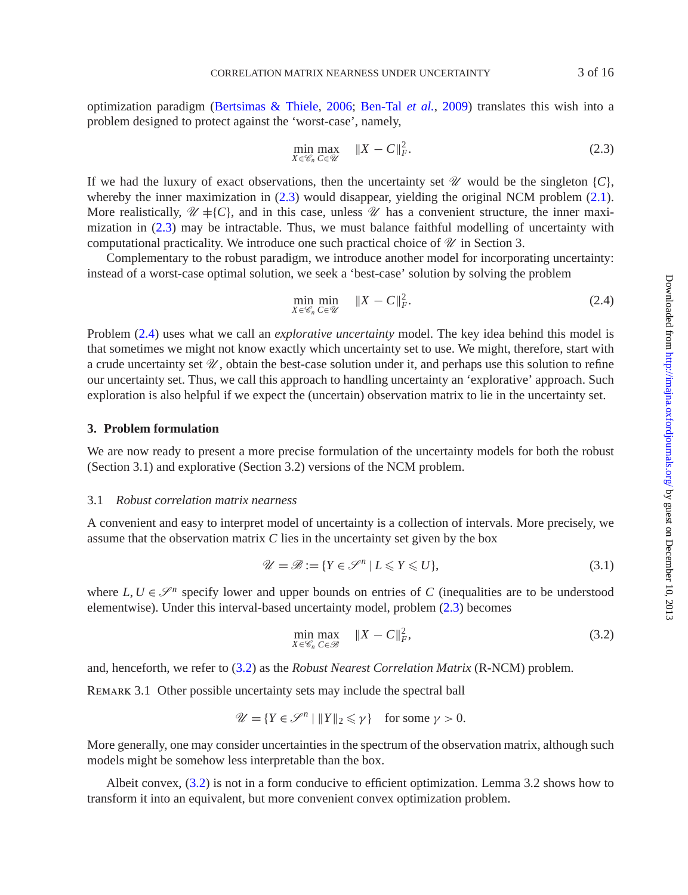optimization paradigm (Bertsimas & Thiele, 2006; Ben-Tal *et al.*, 2009) translates this wish into a problem designed to protect against the 'worst-case', namely,

$$\min_{X \in \mathscr{C}_n} \max_{C \in \mathscr{U}} \quad \|X - C\|_F^2. \tag{2.3}$$

If we had the luxury of exact observations, then the uncertainty set $\mathscr{U}$ would be the singleton $\{C\}$, whereby the inner maximization in (2.3) would disappear, yielding the original NCM problem (2.1). More realistically, $\mathscr{U} \neq \{C\}$, and in this case, unless $\mathscr{U}$ has a convenient structure, the inner maximization in (2.3) may be intractable. Thus, we must balance faithful modelling of uncertainty with computational practicality. We introduce one such practical choice of $\mathscr{U}$ in Section 3.

Complementary to the robust paradigm, we introduce another model for incorporating uncertainty: instead of a worst-case optimal solution, we seek a 'best-case' solution by solving the problem

$$\min_{X \in \mathscr{C}_n} \min_{C \in \mathscr{U}} \quad \|X - C\|_F^2. \tag{2.4}$$

Problem (2.4) uses what we call an *explorative uncertainty* model. The key idea behind this model is that sometimes we might not know exactly which uncertainty set to use. We might, therefore, start with a crude uncertainty set $\mathscr{U}$, obtain the best-case solution under it, and perhaps use this solution to refine our uncertainty set. Thus, we call this approach to handling uncertainty an 'explorative' approach. Such exploration is also helpful if we expect the (uncertain) observation matrix to lie in the uncertainty set.

## 3. Problem formulation

We are now ready to present a more precise formulation of the uncertainty models for both the robust (Section 3.1) and explorative (Section 3.2) versions of the NCM problem.

### 3.1 *Robust correlation matrix nearness*

A convenient and easy to interpret model of uncertainty is a collection of intervals. More precisely, we assume that the observation matrix $C$ lies in the uncertainty set given by the box

$$\mathscr{U} = \mathscr{B} := \{Y \in \mathscr{S}^n \mid L \leqslant Y \leqslant U\}, \tag{3.1}$$

where $L, U \in \mathscr{S}^n$ specify lower and upper bounds on entries of $C$ (inequalities are to be understood elementwise). Under this interval-based uncertainty model, problem (2.3) becomes

$$\min_{X \in \mathscr{C}_n} \max_{C \in \mathscr{B}} \quad \|X - C\|_F^2, \tag{3.2}$$

and, henceforth, we refer to (3.2) as the *Robust Nearest Correlation Matrix* (R-NCM) problem.

REMARK 3.1 Other possible uncertainty sets may include the spectral ball

$$\mathscr{U} = \{Y \in \mathscr{S}^n \mid \|Y\|_2 \leqslant \gamma\} \quad \text{for some } \gamma > 0.$$

More generally, one may consider uncertainties in the spectrum of the observation matrix, although such models might be somehow less interpretable than the box.

Albeit convex, (3.2) is not in a form conducive to efficient optimization. Lemma 3.2 shows how to transform it into an equivalent, but more convenient convex optimization problem.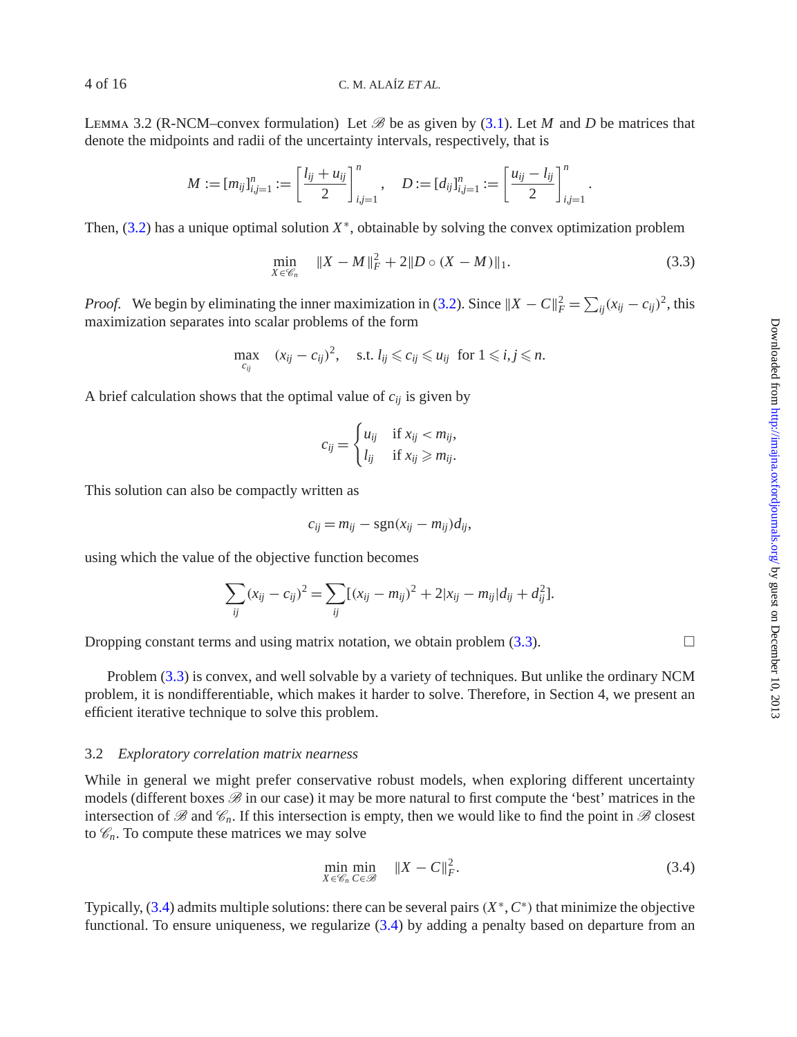Lemma 3.2 (R-NCM–convex formulation) Let $\mathscr{B}$ be as given by (3.1). Let $M$ and $D$ be matrices that denote the midpoints and radii of the uncertainty intervals, respectively, that is

$$M := [m_{ij}]_{i,j=1}^{n} := \left[\frac{l_{ij} + u_{ij}}{2}\right]_{i,j=1}^{n}, \quad D := [d_{ij}]_{i,j=1}^{n} := \left[\frac{u_{ij} - l_{ij}}{2}\right]_{i,j=1}^{n}.$$

Then, (3.2) has a unique optimal solution $X^*$, obtainable by solving the convex optimization problem

$$\min_{X \in \mathscr{C}_n} \quad \|X - M\|_F^2 + 2\|D \circ (X - M)\|_1. \tag{3.3}$$

*Proof.* We begin by eliminating the inner maximization in (3.2). Since $\|X - C\|_F^2 = \sum_{ij}(x_{ij} - c_{ij})^2$, this maximization separates into scalar problems of the form

$$\max_{c_{ij}} \quad (x_{ij} - c_{ij})^2, \quad \text{s.t. } l_{ij} \leqslant c_{ij} \leqslant u_{ij} \ \text{ for } 1 \leqslant i, j \leqslant n.$$

A brief calculation shows that the optimal value of $c_{ij}$ is given by

$$c_{ij} = \begin{cases} u_{ij} & \text{if } x_{ij} < m_{ij}, \\ l_{ij} & \text{if } x_{ij} \geqslant m_{ij}. \end{cases}$$

This solution can also be compactly written as

$$c_{ij} = m_{ij} - \operatorname{sgn}(x_{ij} - m_{ij}) d_{ij},$$

using which the value of the objective function becomes

$$\sum_{ij}(x_{ij} - c_{ij})^2 = \sum_{ij}[(x_{ij} - m_{ij})^2 + 2|x_{ij} - m_{ij}|d_{ij} + d_{ij}^2].$$

Dropping constant terms and using matrix notation, we obtain problem (3.3). □

Problem (3.3) is convex, and well solvable by a variety of techniques. But unlike the ordinary NCM problem, it is nondifferentiable, which makes it harder to solve. Therefore, in Section 4, we present an efficient iterative technique to solve this problem.

### 3.2 *Exploratory correlation matrix nearness*

While in general we might prefer conservative robust models, when exploring different uncertainty models (different boxes $\mathscr{B}$ in our case) it may be more natural to first compute the 'best' matrices in the intersection of $\mathscr{B}$ and $\mathscr{C}_n$. If this intersection is empty, then we would like to find the point in $\mathscr{B}$ closest to $\mathscr{C}_n$. To compute these matrices we may solve

$$\min_{X \in \mathscr{C}_n} \min_{C \in \mathscr{B}} \quad \|X - C\|_F^2. \tag{3.4}$$

Typically, (3.4) admits multiple solutions: there can be several pairs $(X^*, C^*)$ that minimize the objective functional. To ensure uniqueness, we regularize (3.4) by adding a penalty based on departure from an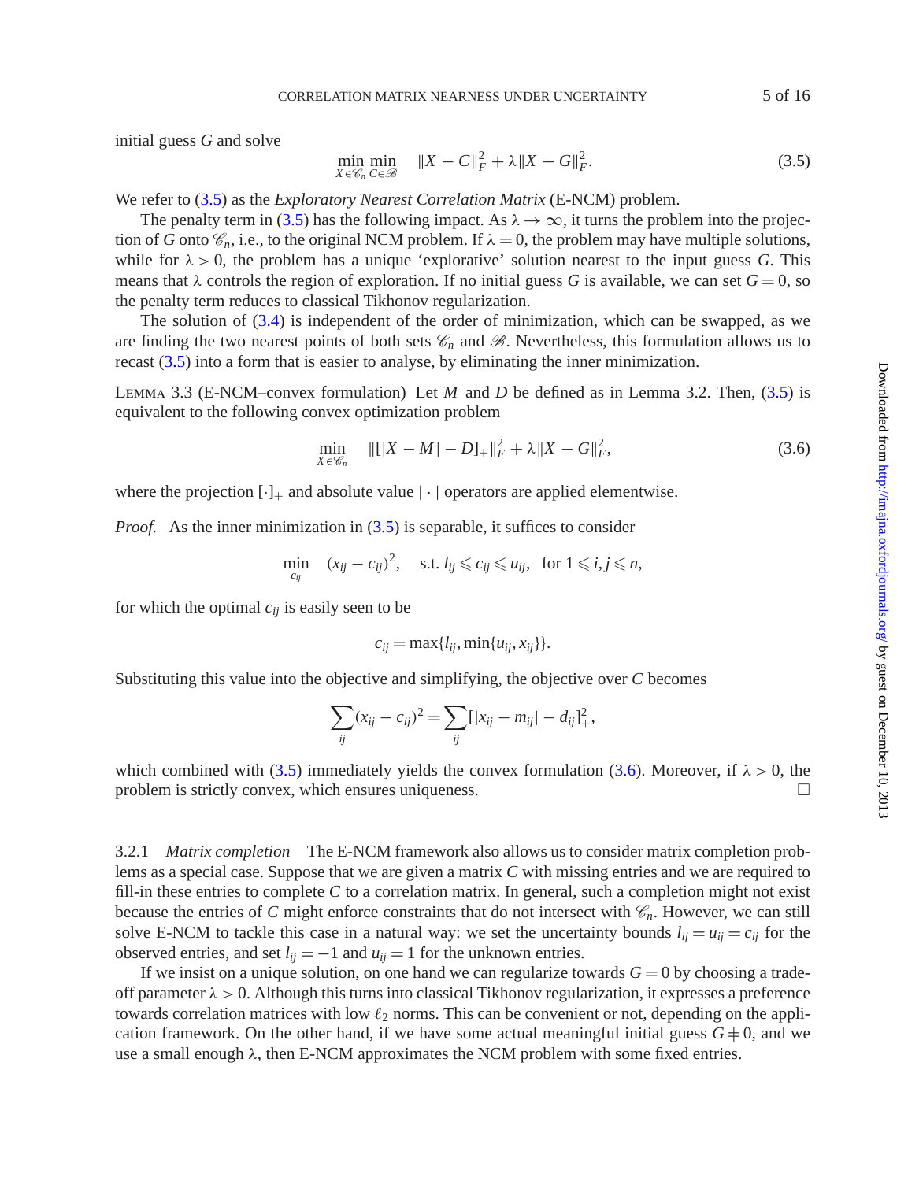initial guess $G$ and solve

$$\min_{X \in \mathscr{C}_n} \min_{C \in \mathscr{B}} \quad \|X - C\|_F^2 + \lambda \|X - G\|_F^2. \tag{3.5}$$

We refer to (3.5) as the *Exploratory Nearest Correlation Matrix* (E-NCM) problem.

The penalty term in (3.5) has the following impact. As $\lambda \to \infty$, it turns the problem into the projection of $G$ onto $\mathscr{C}_n$, i.e., to the original NCM problem. If $\lambda = 0$, the problem may have multiple solutions, while for $\lambda > 0$, the problem has a unique 'explorative' solution nearest to the input guess $G$. This means that $\lambda$ controls the region of exploration. If no initial guess $G$ is available, we can set $G = 0$, so the penalty term reduces to classical Tikhonov regularization.

The solution of (3.4) is independent of the order of minimization, which can be swapped, as we are finding the two nearest points of both sets $\mathscr{C}_n$ and $\mathscr{B}$. Nevertheless, this formulation allows us to recast (3.5) into a form that is easier to analyse, by eliminating the inner minimization.

LEMMA 3.3 (E-NCM–convex formulation) Let $M$ and $D$ be defined as in Lemma 3.2. Then, (3.5) is equivalent to the following convex optimization problem

$$\min_{X \in \mathscr{C}_n} \quad \|[|X - M| - D]_+\|_F^2 + \lambda \|X - G\|_F^2, \tag{3.6}$$

where the projection $[\cdot]_+$ and absolute value $|\cdot|$ operators are applied elementwise.

*Proof.* As the inner minimization in (3.5) is separable, it suffices to consider

$$\min_{c_{ij}} \quad (x_{ij} - c_{ij})^2, \quad \text{s.t. } l_{ij} \leqslant c_{ij} \leqslant u_{ij}, \quad \text{for } 1 \leqslant i, j \leqslant n,$$

for which the optimal $c_{ij}$ is easily seen to be

$$c_{ij} = \max\{l_{ij}, \min\{u_{ij}, x_{ij}\}\}.$$

Substituting this value into the objective and simplifying, the objective over $C$ becomes

$$\sum_{ij} (x_{ij} - c_{ij})^2 = \sum_{ij} [|x_{ij} - m_{ij}| - d_{ij}]_+^2,$$

which combined with (3.5) immediately yields the convex formulation (3.6). Moreover, if $\lambda > 0$, the problem is strictly convex, which ensures uniqueness. □

3.2.1 *Matrix completion* The E-NCM framework also allows us to consider matrix completion problems as a special case. Suppose that we are given a matrix $C$ with missing entries and we are required to fill-in these entries to complete $C$ to a correlation matrix. In general, such a completion might not exist because the entries of $C$ might enforce constraints that do not intersect with $\mathscr{C}_n$. However, we can still solve E-NCM to tackle this case in a natural way: we set the uncertainty bounds $l_{ij} = u_{ij} = c_{ij}$ for the observed entries, and set $l_{ij} = -1$ and $u_{ij} = 1$ for the unknown entries.

If we insist on a unique solution, on one hand we can regularize towards $G = 0$ by choosing a trade-off parameter $\lambda > 0$. Although this turns into classical Tikhonov regularization, it expresses a preference towards correlation matrices with low $\ell_2$ norms. This can be convenient or not, depending on the application framework. On the other hand, if we have some actual meaningful initial guess $G \neq 0$, and we use a small enough $\lambda$, then E-NCM approximates the NCM problem with some fixed entries.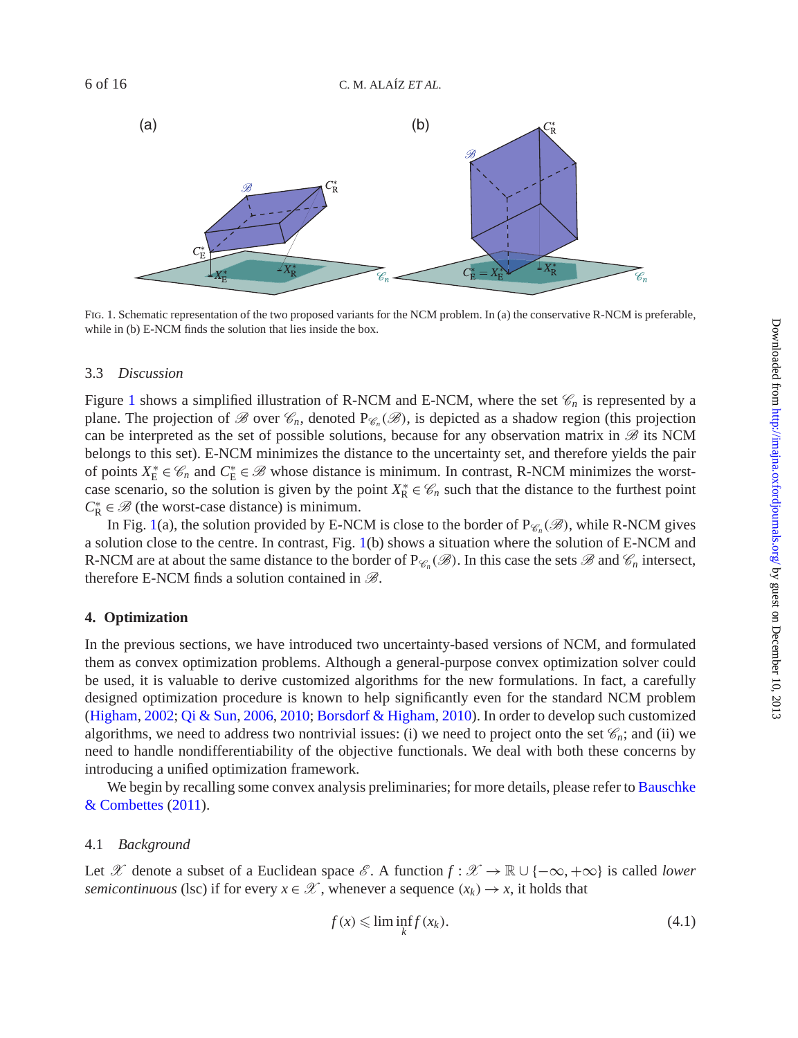FIG. 1. Schematic representation of the two proposed variants for the NCM problem. In (a) the conservative R-NCM is preferable, while in (b) E-NCM finds the solution that lies inside the box.

### 3.3 *Discussion*

Figure 1 shows a simplified illustration of R-NCM and E-NCM, where the set $\mathscr{C}_n$ is represented by a plane. The projection of $\mathscr{B}$ over $\mathscr{C}_n$, denoted $\mathrm{P}_{\mathscr{C}_n}(\mathscr{B})$, is depicted as a shadow region (this projection can be interpreted as the set of possible solutions, because for any observation matrix in $\mathscr{B}$ its NCM belongs to this set). E-NCM minimizes the distance to the uncertainty set, and therefore yields the pair of points $X_{\mathrm{E}}^* \in \mathscr{C}_n$ and $C_{\mathrm{E}}^* \in \mathscr{B}$ whose distance is minimum. In contrast, R-NCM minimizes the worst-case scenario, so the solution is given by the point $X_{\mathrm{R}}^* \in \mathscr{C}_n$ such that the distance to the furthest point $C_{\mathrm{R}}^* \in \mathscr{B}$ (the worst-case distance) is minimum.

In Fig. 1(a), the solution provided by E-NCM is close to the border of $\mathrm{P}_{\mathscr{C}_n}(\mathscr{B})$, while R-NCM gives a solution close to the centre. In contrast, Fig. 1(b) shows a situation where the solution of E-NCM and R-NCM are at about the same distance to the border of $\mathrm{P}_{\mathscr{C}_n}(\mathscr{B})$. In this case the sets $\mathscr{B}$ and $\mathscr{C}_n$ intersect, therefore E-NCM finds a solution contained in $\mathscr{B}$.

## 4. Optimization

In the previous sections, we have introduced two uncertainty-based versions of NCM, and formulated them as convex optimization problems. Although a general-purpose convex optimization solver could be used, it is valuable to derive customized algorithms for the new formulations. In fact, a carefully designed optimization procedure is known to help significantly even for the standard NCM problem (Higham, 2002; Qi & Sun, 2006, 2010; Borsdorf & Higham, 2010). In order to develop such customized algorithms, we need to address two nontrivial issues: (i) we need to project onto the set $\mathscr{C}_n$; and (ii) we need to handle nondifferentiability of the objective functionals. We deal with both these concerns by introducing a unified optimization framework.

We begin by recalling some convex analysis preliminaries; for more details, please refer to Bauschke & Combettes (2011).

### 4.1 *Background*

Let $\mathscr{X}$ denote a subset of a Euclidean space $\mathscr{E}$. A function $f : \mathscr{X} \to \mathbb{R} \cup \{-\infty, +\infty\}$ is called *lower semicontinuous* (lsc) if for every $x \in \mathscr{X}$, whenever a sequence $(x_k) \to x$, it holds that

$$f(x) \leqslant \liminf_k f(x_k). \tag{4.1}$$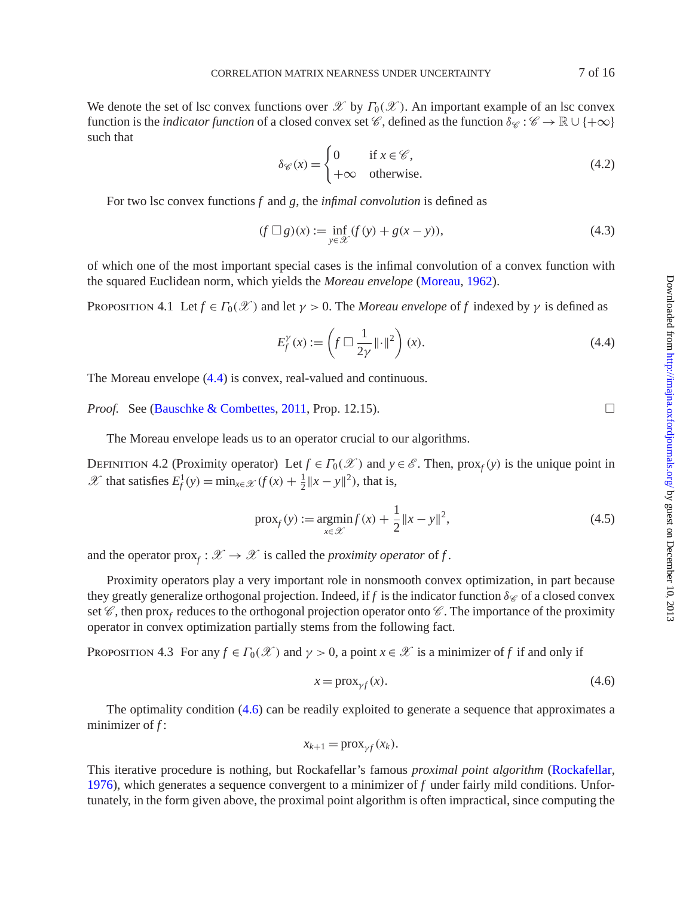We denote the set of lsc convex functions over $\mathscr{X}$ by $\Gamma_0(\mathscr{X})$. An important example of an lsc convex function is the *indicator function* of a closed convex set $\mathscr{C}$, defined as the function $\delta_{\mathscr{C}} : \mathscr{C} \to \mathbb{R} \cup \{+\infty\}$ such that

$$\delta_{\mathscr{C}}(x) = \begin{cases} 0 & \text{if } x \in \mathscr{C}, \\ +\infty & \text{otherwise.} \end{cases} \tag{4.2}$$

For two lsc convex functions $f$ and $g$, the *infimal convolution* is defined as

$$(f \,\Box\, g)(x) := \inf_{y \in \mathscr{X}} (f(y) + g(x - y)), \tag{4.3}$$

of which one of the most important special cases is the infimal convolution of a convex function with the squared Euclidean norm, which yields the *Moreau envelope* (Moreau, 1962).

Proposition 4.1 Let $f \in \Gamma_0(\mathscr{X})$ and let $\gamma > 0$. The *Moreau envelope* of $f$ indexed by $\gamma$ is defined as

$$E_f^{\gamma}(x) := \left( f \,\Box\, \frac{1}{2\gamma}\|\cdot\|^2 \right)(x). \tag{4.4}$$

The Moreau envelope (4.4) is convex, real-valued and continuous.

*Proof.* See (Bauschke & Combettes, 2011, Prop. 12.15). □

The Moreau envelope leads us to an operator crucial to our algorithms.

Definition 4.2 (Proximity operator) Let $f \in \Gamma_0(\mathscr{X})$ and $y \in \mathscr{E}$. Then, $\operatorname{prox}_f(y)$ is the unique point in $\mathscr{X}$ that satisfies $E_f^1(y) = \min_{x \in \mathscr{X}} (f(x) + \frac{1}{2}\|x - y\|^2)$, that is,

$$\operatorname{prox}_f(y) := \operatorname*{argmin}_{x \in \mathscr{X}} f(x) + \frac{1}{2}\|x - y\|^2, \tag{4.5}$$

and the operator $\operatorname{prox}_f : \mathscr{X} \to \mathscr{X}$ is called the *proximity operator* of $f$.

Proximity operators play a very important role in nonsmooth convex optimization, in part because they greatly generalize orthogonal projection. Indeed, if $f$ is the indicator function $\delta_{\mathscr{C}}$ of a closed convex set $\mathscr{C}$, then $\operatorname{prox}_f$ reduces to the orthogonal projection operator onto $\mathscr{C}$. The importance of the proximity operator in convex optimization partially stems from the following fact.

Proposition 4.3 For any $f \in \Gamma_0(\mathscr{X})$ and $\gamma > 0$, a point $x \in \mathscr{X}$ is a minimizer of $f$ if and only if

$$x = \operatorname{prox}_{\gamma f}(x). \tag{4.6}$$

The optimality condition (4.6) can be readily exploited to generate a sequence that approximates a minimizer of $f$:

$$x_{k+1} = \operatorname{prox}_{\gamma f}(x_k).$$

This iterative procedure is nothing, but Rockafellar's famous *proximal point algorithm* (Rockafellar, 1976), which generates a sequence convergent to a minimizer of $f$ under fairly mild conditions. Unfortunately, in the form given above, the proximal point algorithm is often impractical, since computing the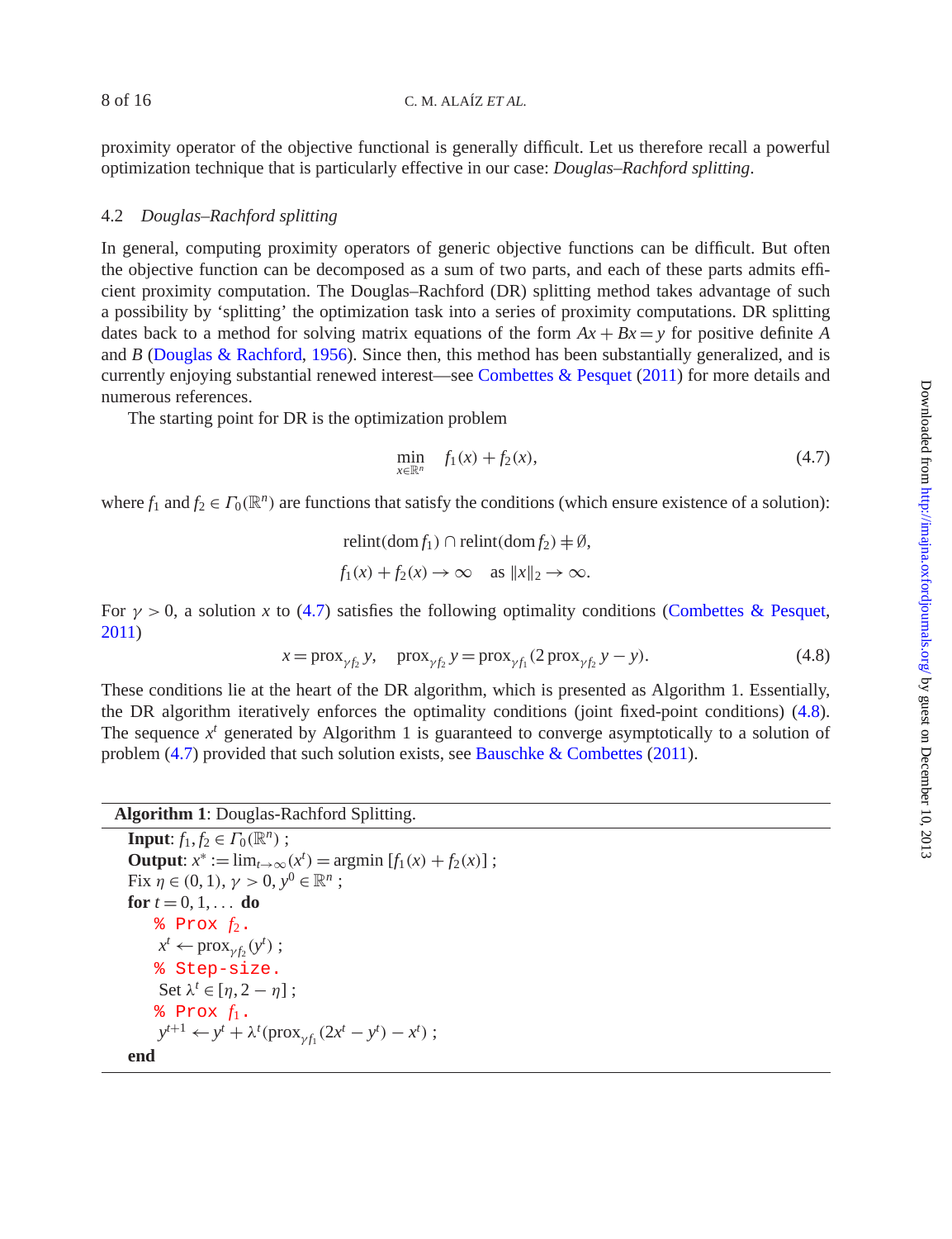proximity operator of the objective functional is generally difficult. Let us therefore recall a powerful optimization technique that is particularly effective in our case: *Douglas–Rachford splitting*.

### 4.2 *Douglas–Rachford splitting*

In general, computing proximity operators of generic objective functions can be difficult. But often the objective function can be decomposed as a sum of two parts, and each of these parts admits efficient proximity computation. The Douglas–Rachford (DR) splitting method takes advantage of such a possibility by 'splitting' the optimization task into a series of proximity computations. DR splitting dates back to a method for solving matrix equations of the form $Ax + Bx = y$ for positive definite $A$ and $B$ (Douglas & Rachford, 1956). Since then, this method has been substantially generalized, and is currently enjoying substantial renewed interest—see Combettes & Pesquet (2011) for more details and numerous references.

The starting point for DR is the optimization problem

$$\min_{x \in \mathbb{R}^n} \quad f_1(x) + f_2(x), \tag{4.7}$$

where $f_1$ and $f_2 \in \Gamma_0(\mathbb{R}^n)$ are functions that satisfy the conditions (which ensure existence of a solution):

$$\operatorname{relint}(\operatorname{dom} f_1) \cap \operatorname{relint}(\operatorname{dom} f_2) \neq \emptyset,$$

$$f_1(x) + f_2(x) \to \infty \quad \text{as } \|x\|_2 \to \infty.$$

For $\gamma > 0$, a solution $x$ to (4.7) satisfies the following optimality conditions (Combettes & Pesquet, 2011)

$$x = \operatorname{prox}_{\gamma f_2} y, \quad \operatorname{prox}_{\gamma f_2} y = \operatorname{prox}_{\gamma f_1}(2\operatorname{prox}_{\gamma f_2} y - y). \tag{4.8}$$

These conditions lie at the heart of the DR algorithm, which is presented as Algorithm 1. Essentially, the DR algorithm iteratively enforces the optimality conditions (joint fixed-point conditions) (4.8). The sequence $x^t$ generated by Algorithm 1 is guaranteed to converge asymptotically to a solution of problem (4.7) provided that such solution exists, see Bauschke & Combettes (2011).

---

**Algorithm 1**: Douglas-Rachford Splitting.

---

**Input**: $f_1, f_2 \in \Gamma_0(\mathbb{R}^n)$ ;
**Output**: $x^* := \lim_{t\to\infty}(x^t) = \operatorname{argmin}\,[f_1(x) + f_2(x)]$ ;
Fix $\eta \in (0,1)$, $\gamma > 0$, $y^0 \in \mathbb{R}^n$ ;
**for** $t = 0, 1, \ldots$ **do**
  % Prox $f_2$.
  $x^t \leftarrow \operatorname{prox}_{\gamma f_2}(y^t)$ ;
  % Step-size.
  Set $\lambda^t \in [\eta, 2-\eta]$ ;
  % Prox $f_1$.
  $y^{t+1} \leftarrow y^t + \lambda^t(\operatorname{prox}_{\gamma f_1}(2x^t - y^t) - x^t)$ ;
**end**

---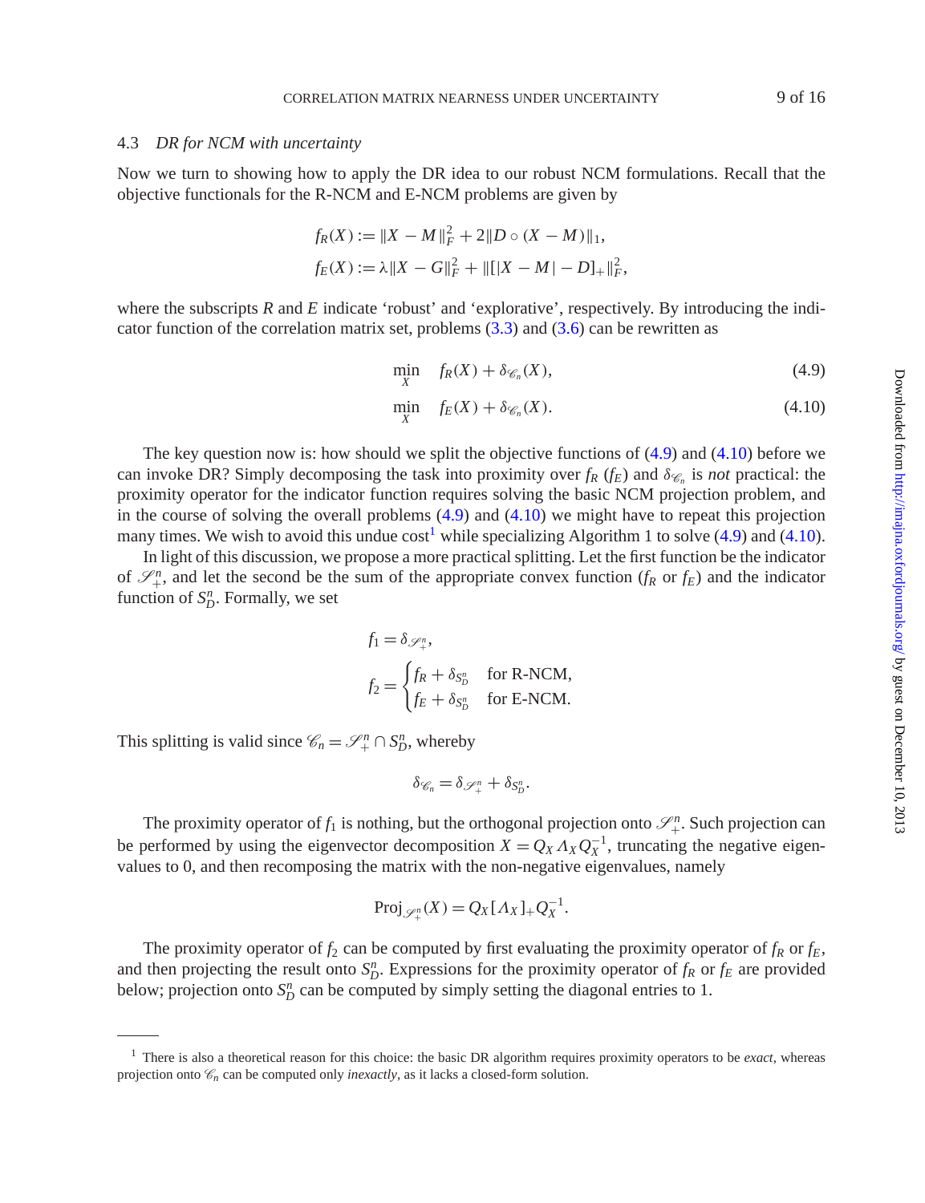### 4.3 *DR for NCM with uncertainty*

Now we turn to showing how to apply the DR idea to our robust NCM formulations. Recall that the objective functionals for the R-NCM and E-NCM problems are given by

$$f_R(X) := \|X - M\|_F^2 + 2\|D \circ (X - M)\|_1,$$
$$f_E(X) := \lambda\|X - G\|_F^2 + \|[|X - M| - D]_+\|_F^2,$$

where the subscripts $R$ and $E$ indicate 'robust' and 'explorative', respectively. By introducing the indicator function of the correlation matrix set, problems (3.3) and (3.6) can be rewritten as

$$\min_X \quad f_R(X) + \delta_{\mathscr{C}_n}(X), \tag{4.9}$$

$$\min_X \quad f_E(X) + \delta_{\mathscr{C}_n}(X). \tag{4.10}$$

The key question now is: how should we split the objective functions of (4.9) and (4.10) before we can invoke DR? Simply decomposing the task into proximity over $f_R$ ($f_E$) and $\delta_{\mathscr{C}_n}$ is *not* practical: the proximity operator for the indicator function requires solving the basic NCM projection problem, and in the course of solving the overall problems (4.9) and (4.10) we might have to repeat this projection many times. We wish to avoid this undue cost[1] while specializing Algorithm 1 to solve (4.9) and (4.10).

In light of this discussion, we propose a more practical splitting. Let the first function be the indicator of $\mathscr{S}_+^n$, and let the second be the sum of the appropriate convex function ($f_R$ or $f_E$) and the indicator function of $S_D^n$. Formally, we set

$$f_1 = \delta_{\mathscr{S}_+^n},$$
$$f_2 = \begin{cases} f_R + \delta_{S_D^n} & \text{for R-NCM,} \\ f_E + \delta_{S_D^n} & \text{for E-NCM.} \end{cases}$$

This splitting is valid since $\mathscr{C}_n = \mathscr{S}_+^n \cap S_D^n$, whereby

$$\delta_{\mathscr{C}_n} = \delta_{\mathscr{S}_+^n} + \delta_{S_D^n}.$$

The proximity operator of $f_1$ is nothing, but the orthogonal projection onto $\mathscr{S}_+^n$. Such projection can be performed by using the eigenvector decomposition $X = Q_X \Lambda_X Q_X^{-1}$, truncating the negative eigenvalues to 0, and then recomposing the matrix with the non-negative eigenvalues, namely

$$\mathrm{Proj}_{\mathscr{S}_+^n}(X) = Q_X[\Lambda_X]_+ Q_X^{-1}.$$

The proximity operator of $f_2$ can be computed by first evaluating the proximity operator of $f_R$ or $f_E$, and then projecting the result onto $S_D^n$. Expressions for the proximity operator of $f_R$ or $f_E$ are provided below; projection onto $S_D^n$ can be computed by simply setting the diagonal entries to 1.

---

[1] There is also a theoretical reason for this choice: the basic DR algorithm requires proximity operators to be *exact*, whereas projection onto $\mathscr{C}_n$ can be computed only *inexactly*, as it lacks a closed-form solution.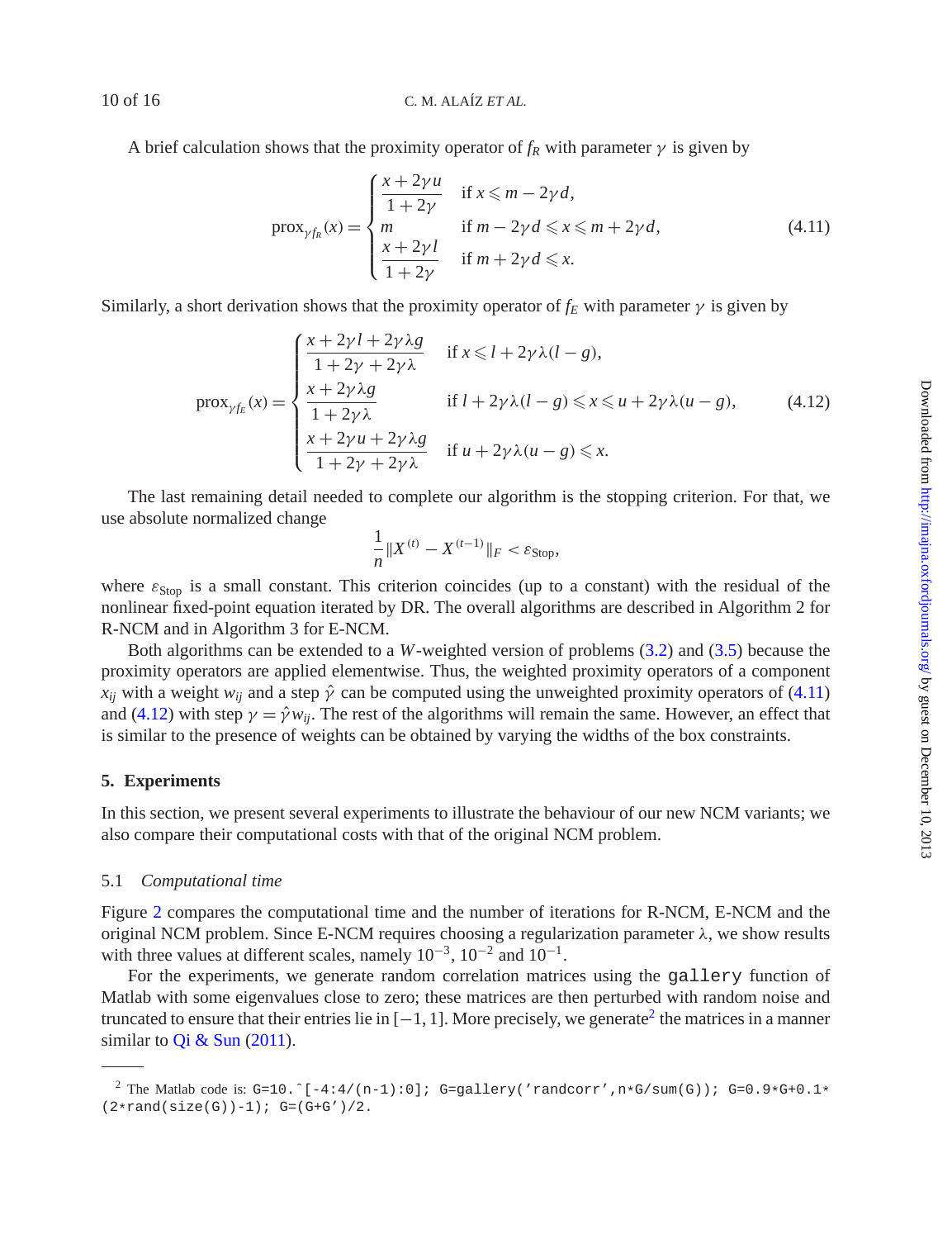A brief calculation shows that the proximity operator of $f_R$ with parameter $\gamma$ is given by

$$
\operatorname{prox}_{\gamma f_R}(x) = \begin{cases} \dfrac{x + 2\gamma u}{1 + 2\gamma} & \text{if } x \leqslant m - 2\gamma d, \\ m & \text{if } m - 2\gamma d \leqslant x \leqslant m + 2\gamma d, \\ \dfrac{x + 2\gamma l}{1 + 2\gamma} & \text{if } m + 2\gamma d \leqslant x. \end{cases} \tag{4.11}
$$

Similarly, a short derivation shows that the proximity operator of $f_E$ with parameter $\gamma$ is given by

$$
\operatorname{prox}_{\gamma f_E}(x) = \begin{cases} \dfrac{x + 2\gamma l + 2\gamma\lambda g}{1 + 2\gamma + 2\gamma\lambda} & \text{if } x \leqslant l + 2\gamma\lambda(l - g), \\ \dfrac{x + 2\gamma\lambda g}{1 + 2\gamma\lambda} & \text{if } l + 2\gamma\lambda(l - g) \leqslant x \leqslant u + 2\gamma\lambda(u - g), \\ \dfrac{x + 2\gamma u + 2\gamma\lambda g}{1 + 2\gamma + 2\gamma\lambda} & \text{if } u + 2\gamma\lambda(u - g) \leqslant x. \end{cases} \tag{4.12}
$$

The last remaining detail needed to complete our algorithm is the stopping criterion. For that, we use absolute normalized change

$$
\frac{1}{n}\|X^{(t)} - X^{(t-1)}\|_F < \varepsilon_{\text{Stop}},
$$

where $\varepsilon_{\text{Stop}}$ is a small constant. This criterion coincides (up to a constant) with the residual of the nonlinear fixed-point equation iterated by DR. The overall algorithms are described in Algorithm 2 for R-NCM and in Algorithm 3 for E-NCM.

Both algorithms can be extended to a $W$-weighted version of problems (3.2) and (3.5) because the proximity operators are applied elementwise. Thus, the weighted proximity operators of a component $x_{ij}$ with a weight $w_{ij}$ and a step $\hat{\gamma}$ can be computed using the unweighted proximity operators of (4.11) and (4.12) with step $\gamma = \hat{\gamma} w_{ij}$. The rest of the algorithms will remain the same. However, an effect that is similar to the presence of weights can be obtained by varying the widths of the box constraints.

## 5. Experiments

In this section, we present several experiments to illustrate the behaviour of our new NCM variants; we also compare their computational costs with that of the original NCM problem.

### 5.1 *Computational time*

Figure 2 compares the computational time and the number of iterations for R-NCM, E-NCM and the original NCM problem. Since E-NCM requires choosing a regularization parameter $\lambda$, we show results with three values at different scales, namely $10^{-3}$, $10^{-2}$ and $10^{-1}$.

For the experiments, we generate random correlation matrices using the `gallery` function of Matlab with some eigenvalues close to zero; these matrices are then perturbed with random noise and truncated to ensure that their entries lie in $[-1, 1]$. More precisely, we generate[2] the matrices in a manner similar to Qi & Sun (2011).

---

[2] The Matlab code is: `G=10.^[-4:4/(n-1):0]; G=gallery('randcorr',n*G/sum(G)); G=0.9*G+0.1*(2*rand(size(G))-1); G=(G+G')/2.`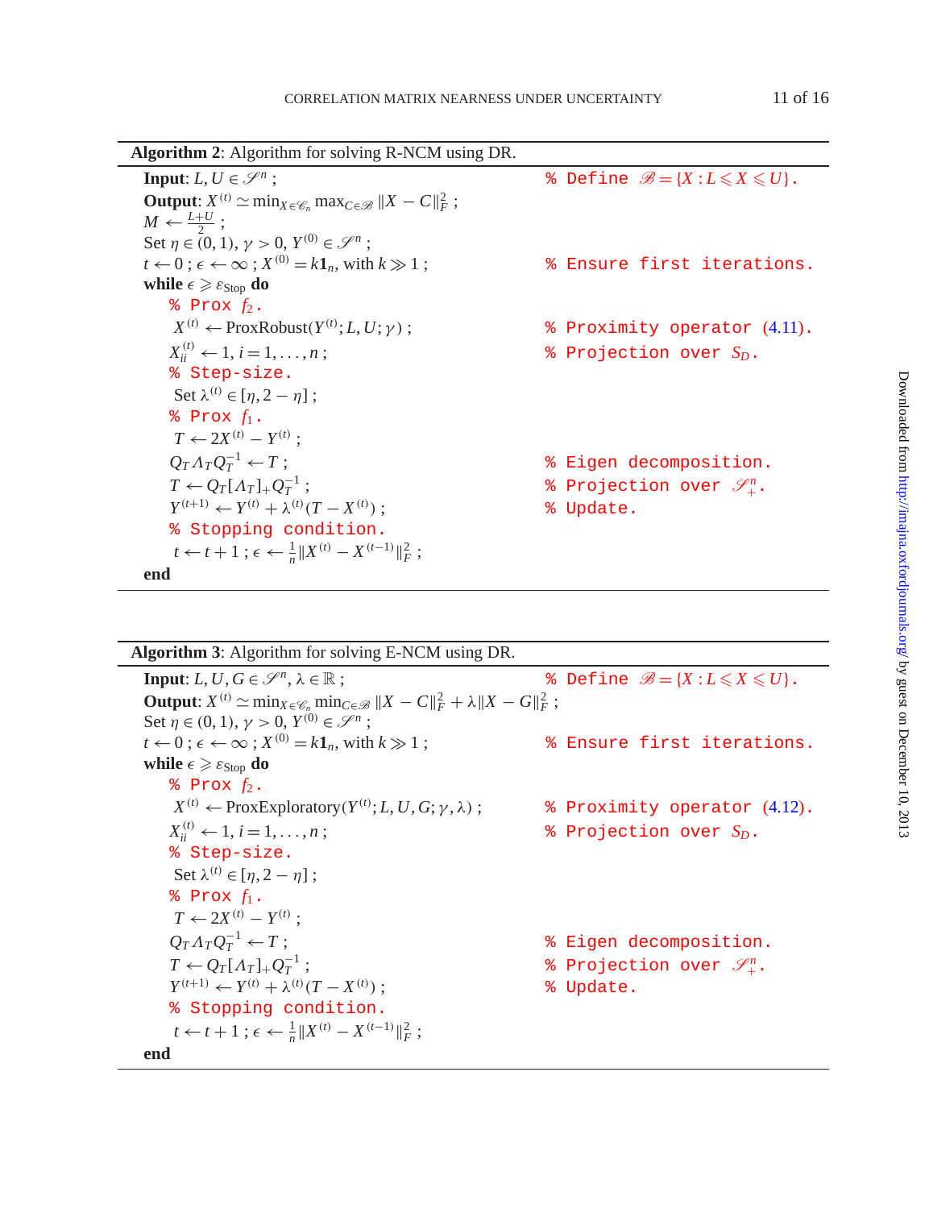**Algorithm 2**: Algorithm for solving R-NCM using DR.

```
Input: L, U ∈ S^n ;                                   % Define B = {X : L ⩽ X ⩽ U}.
Output: X^(t) ≃ min_{X∈C_n} max_{C∈B} ‖X − C‖_F^2 ;
M ← (L+U)/2 ;
Set η ∈ (0,1), γ > 0, Y^(0) ∈ S^n ;
t ← 0 ; ϵ ← ∞ ; X^(0) = k1_n, with k ≫ 1 ;          % Ensure first iterations.
while ϵ ⩾ ε_Stop do
    % Prox f_2.
    X^(t) ← ProxRobust(Y^(t); L, U; γ) ;             % Proximity operator (4.11).
    X_ii^(t) ← 1, i = 1, ..., n ;                    % Projection over S_D.
    % Step-size.
    Set λ^(t) ∈ [η, 2 − η] ;
    % Prox f_1.
    T ← 2X^(t) − Y^(t) ;
    Q_T Λ_T Q_T^{-1} ← T ;                           % Eigen decomposition.
    T ← Q_T [Λ_T]_+ Q_T^{-1} ;                       % Projection over S^n_+.
    Y^(t+1) ← Y^(t) + λ^(t)(T − X^(t)) ;             % Update.
    % Stopping condition.
    t ← t + 1 ; ϵ ← (1/n)‖X^(t) − X^(t−1)‖_F^2 ;
end
```

**Algorithm 3**: Algorithm for solving E-NCM using DR.

```
Input: L, U, G ∈ S^n, λ ∈ R ;                         % Define B = {X : L ⩽ X ⩽ U}.
Output: X^(t) ≃ min_{X∈C_n} min_{C∈B} ‖X − C‖_F^2 + λ‖X − G‖_F^2 ;
Set η ∈ (0,1), γ > 0, Y^(0) ∈ S^n ;
t ← 0 ; ϵ ← ∞ ; X^(0) = k1_n, with k ≫ 1 ;          % Ensure first iterations.
while ϵ ⩾ ε_Stop do
    % Prox f_2.
    X^(t) ← ProxExploratory(Y^(t); L, U, G; γ, λ) ;  % Proximity operator (4.12).
    X_ii^(t) ← 1, i = 1, ..., n ;                    % Projection over S_D.
    % Step-size.
    Set λ^(t) ∈ [η, 2 − η] ;
    % Prox f_1.
    T ← 2X^(t) − Y^(t) ;
    Q_T Λ_T Q_T^{-1} ← T ;                           % Eigen decomposition.
    T ← Q_T [Λ_T]_+ Q_T^{-1} ;                       % Projection over S^n_+.
    Y^(t+1) ← Y^(t) + λ^(t)(T − X^(t)) ;             % Update.
    % Stopping condition.
    t ← t + 1 ; ϵ ← (1/n)‖X^(t) − X^(t−1)‖_F^2 ;
end
```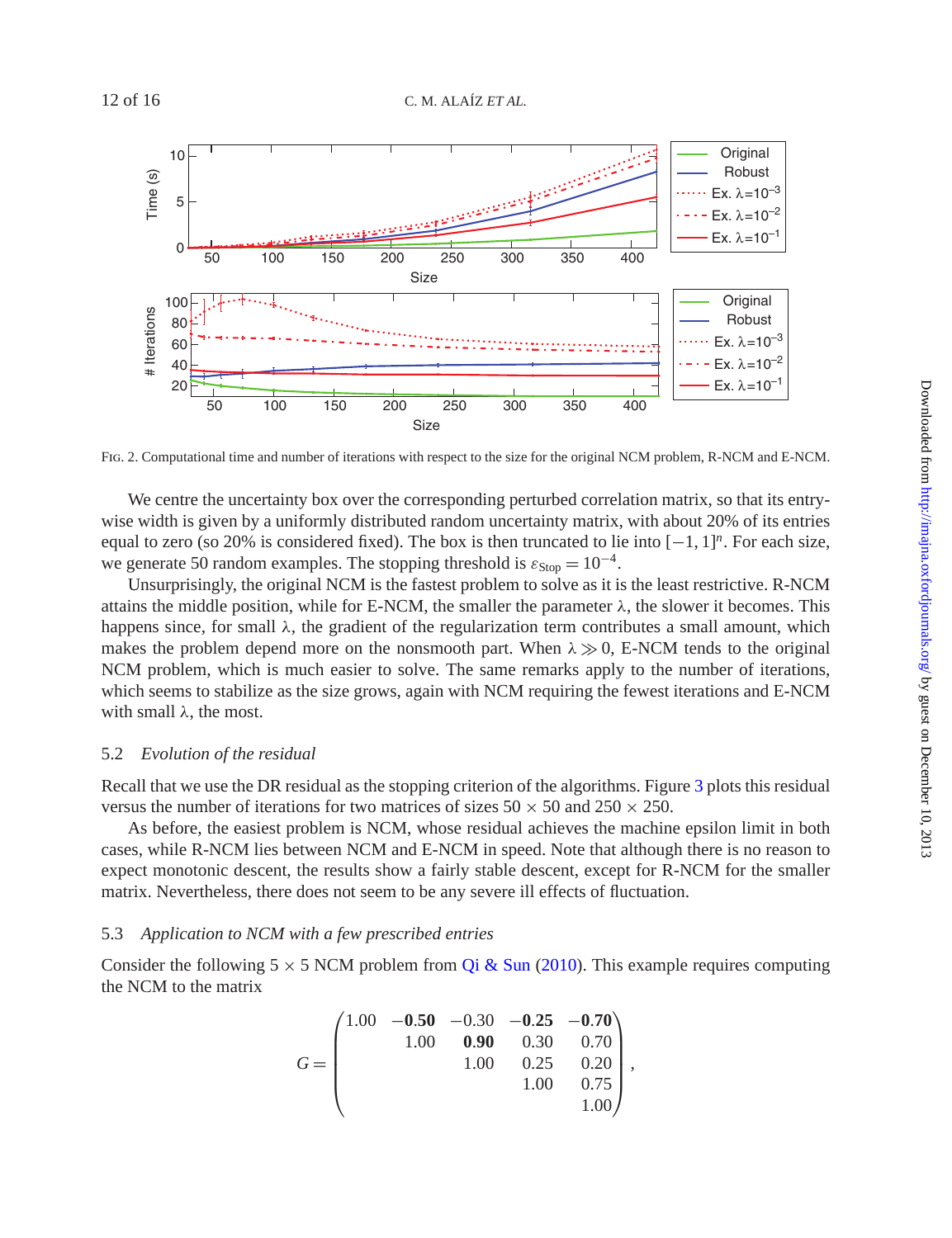FIG. 2. Computational time and number of iterations with respect to the size for the original NCM problem, R-NCM and E-NCM.

We centre the uncertainty box over the corresponding perturbed correlation matrix, so that its entry-wise width is given by a uniformly distributed random uncertainty matrix, with about 20% of its entries equal to zero (so 20% is considered fixed). The box is then truncated to lie into $[-1, 1]^n$. For each size, we generate 50 random examples. The stopping threshold is $\varepsilon_{\text{Stop}} = 10^{-4}$.

Unsurprisingly, the original NCM is the fastest problem to solve as it is the least restrictive. R-NCM attains the middle position, while for E-NCM, the smaller the parameter $\lambda$, the slower it becomes. This happens since, for small $\lambda$, the gradient of the regularization term contributes a small amount, which makes the problem depend more on the nonsmooth part. When $\lambda \gg 0$, E-NCM tends to the original NCM problem, which is much easier to solve. The same remarks apply to the number of iterations, which seems to stabilize as the size grows, again with NCM requiring the fewest iterations and E-NCM with small $\lambda$, the most.

### 5.2 *Evolution of the residual*

Recall that we use the DR residual as the stopping criterion of the algorithms. Figure 3 plots this residual versus the number of iterations for two matrices of sizes $50 \times 50$ and $250 \times 250$.

As before, the easiest problem is NCM, whose residual achieves the machine epsilon limit in both cases, while R-NCM lies between NCM and E-NCM in speed. Note that although there is no reason to expect monotonic descent, the results show a fairly stable descent, except for R-NCM for the smaller matrix. Nevertheless, there does not seem to be any severe ill effects of fluctuation.

### 5.3 *Application to NCM with a few prescribed entries*

Consider the following $5 \times 5$ NCM problem from Qi & Sun (2010). This example requires computing the NCM to the matrix

$$G = \begin{pmatrix} 1.00 & \mathbf{-0.50} & -0.30 & \mathbf{-0.25} & \mathbf{-0.70} \\ & 1.00 & \mathbf{0.90} & 0.30 & 0.70 \\ & & 1.00 & 0.25 & 0.20 \\ & & & 1.00 & 0.75 \\ & & & & 1.00 \end{pmatrix},$$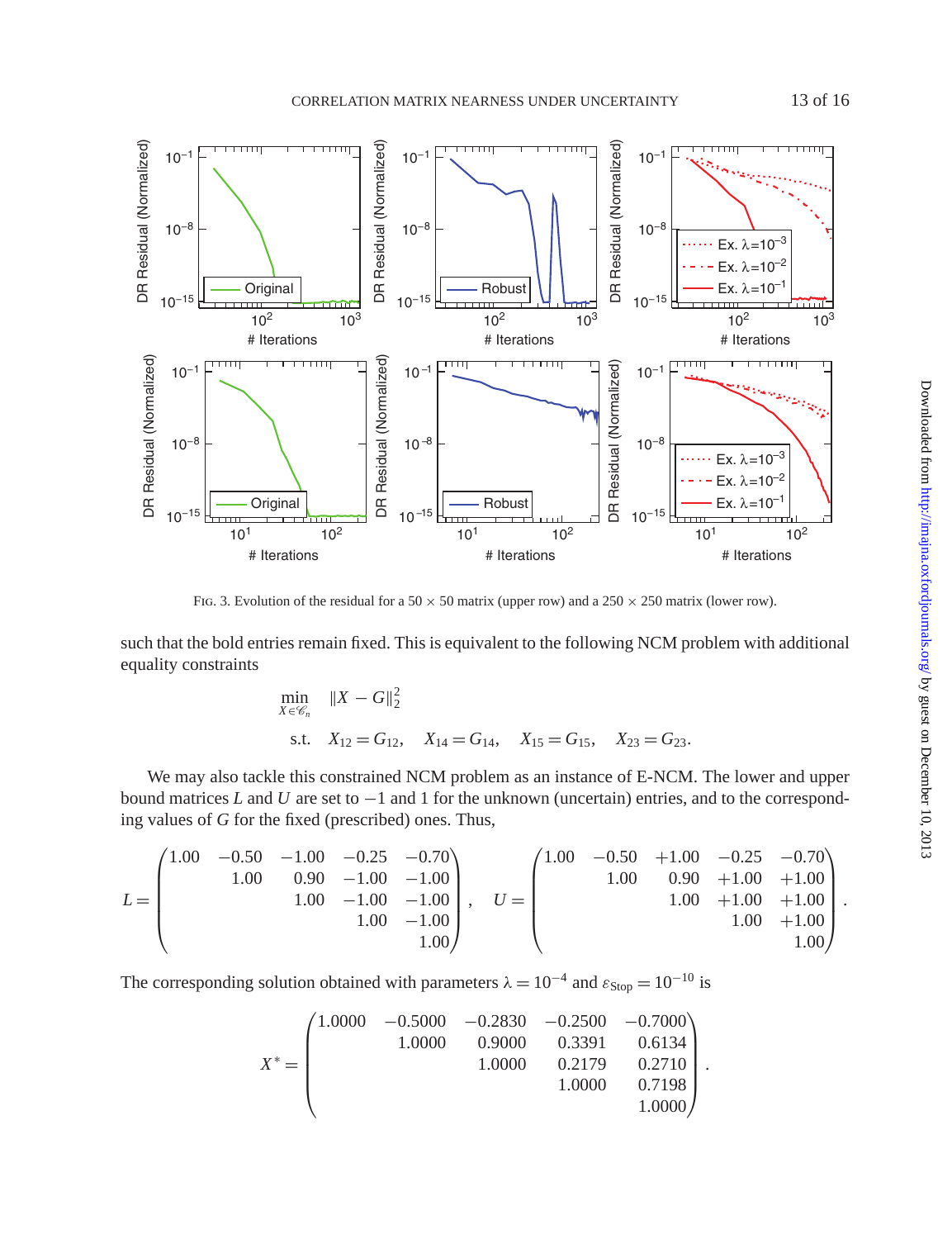FIG. 3. Evolution of the residual for a $50 \times 50$ matrix (upper row) and a $250 \times 250$ matrix (lower row).

such that the bold entries remain fixed. This is equivalent to the following NCM problem with additional equality constraints

$$
\begin{aligned}
\min_{X \in \mathscr{C}_n} \quad & \|X - G\|_2^2 \\
\text{s.t.} \quad & X_{12} = G_{12}, \quad X_{14} = G_{14}, \quad X_{15} = G_{15}, \quad X_{23} = G_{23}.
\end{aligned}
$$

We may also tackle this constrained NCM problem as an instance of E-NCM. The lower and upper bound matrices $L$ and $U$ are set to $-1$ and 1 for the unknown (uncertain) entries, and to the corresponding values of $G$ for the fixed (prescribed) ones. Thus,

$$
L = \begin{pmatrix} 1.00 & -0.50 & -1.00 & -0.25 & -0.70 \\ & 1.00 & 0.90 & -1.00 & -1.00 \\ & & 1.00 & -1.00 & -1.00 \\ & & & 1.00 & -1.00 \\ & & & & 1.00 \end{pmatrix}, \quad U = \begin{pmatrix} 1.00 & -0.50 & +1.00 & -0.25 & -0.70 \\ & 1.00 & 0.90 & +1.00 & +1.00 \\ & & 1.00 & +1.00 & +1.00 \\ & & & 1.00 & +1.00 \\ & & & & 1.00 \end{pmatrix}.
$$

The corresponding solution obtained with parameters $\lambda = 10^{-4}$ and $\varepsilon_{\text{Stop}} = 10^{-10}$ is

$$
X^* = \begin{pmatrix} 1.0000 & -0.5000 & -0.2830 & -0.2500 & -0.7000 \\ & 1.0000 & 0.9000 & 0.3391 & 0.6134 \\ & & 1.0000 & 0.2179 & 0.2710 \\ & & & 1.0000 & 0.7198 \\ & & & & 1.0000 \end{pmatrix}.
$$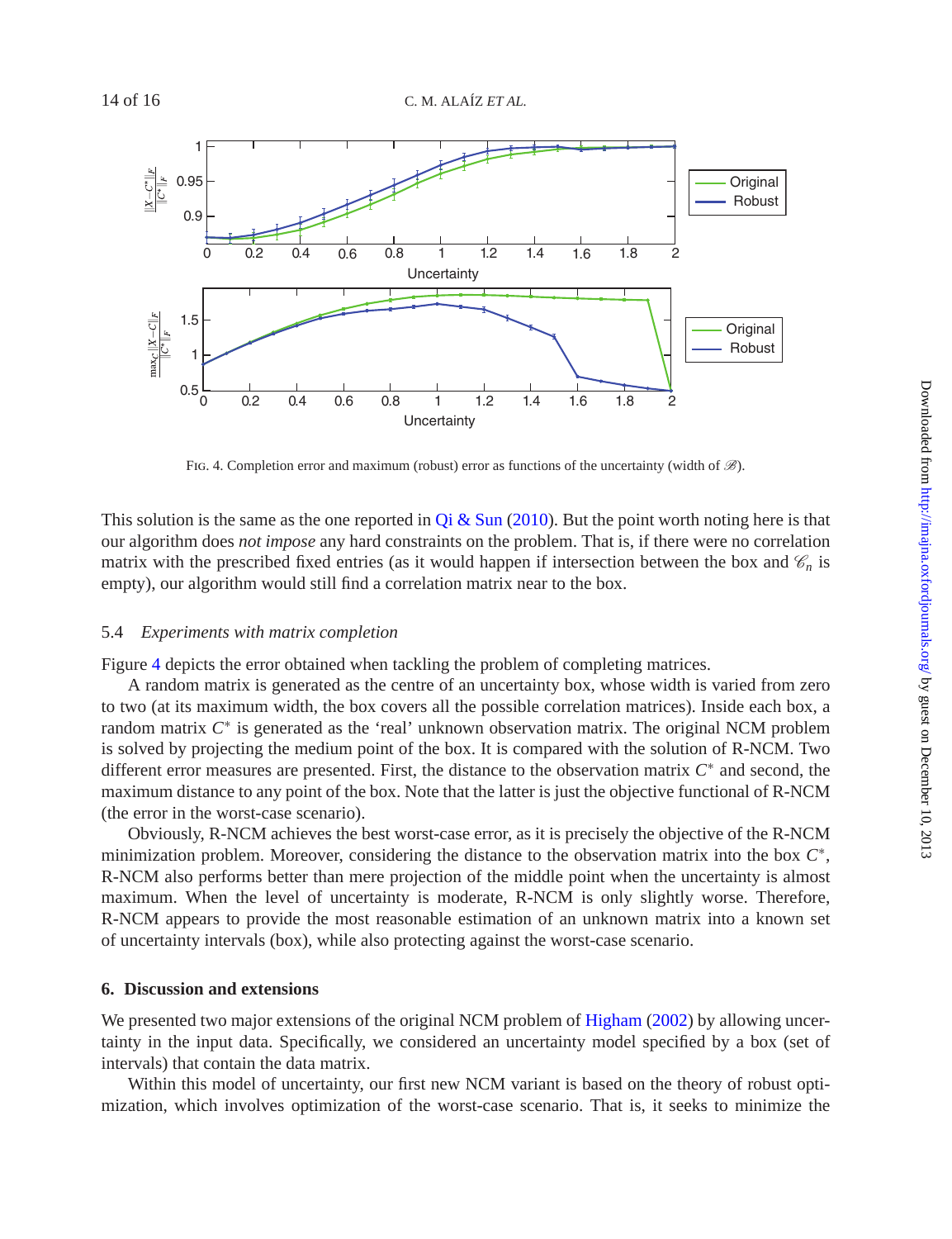$\frac{\|X-C^*\|_F}{\|C^*\|_F}$

1
0.95
0.9

0 0.2 0.4 0.6 0.8 1 1.2 1.4 1.6 1.8 2

Uncertainty

Original
Robust

$\frac{\max_C \|X-C\|_F}{\|C^*\|_F}$

1.5
1
0.5

0 0.2 0.4 0.6 0.8 1 1.2 1.4 1.6 1.8 2

Uncertainty

Original
Robust

FIG. 4. Completion error and maximum (robust) error as functions of the uncertainty (width of $\mathscr{B}$).

This solution is the same as the one reported in Qi & Sun (2010). But the point worth noting here is that our algorithm does *not impose* any hard constraints on the problem. That is, if there were no correlation matrix with the prescribed fixed entries (as it would happen if intersection between the box and $\mathscr{C}_n$ is empty), our algorithm would still find a correlation matrix near to the box.

### 5.4 *Experiments with matrix completion*

Figure 4 depicts the error obtained when tackling the problem of completing matrices.

A random matrix is generated as the centre of an uncertainty box, whose width is varied from zero to two (at its maximum width, the box covers all the possible correlation matrices). Inside each box, a random matrix $C^*$ is generated as the 'real' unknown observation matrix. The original NCM problem is solved by projecting the medium point of the box. It is compared with the solution of R-NCM. Two different error measures are presented. First, the distance to the observation matrix $C^*$ and second, the maximum distance to any point of the box. Note that the latter is just the objective functional of R-NCM (the error in the worst-case scenario).

Obviously, R-NCM achieves the best worst-case error, as it is precisely the objective of the R-NCM minimization problem. Moreover, considering the distance to the observation matrix into the box $C^*$, R-NCM also performs better than mere projection of the middle point when the uncertainty is almost maximum. When the level of uncertainty is moderate, R-NCM is only slightly worse. Therefore, R-NCM appears to provide the most reasonable estimation of an unknown matrix into a known set of uncertainty intervals (box), while also protecting against the worst-case scenario.

## 6. Discussion and extensions

We presented two major extensions of the original NCM problem of Higham (2002) by allowing uncertainty in the input data. Specifically, we considered an uncertainty model specified by a box (set of intervals) that contain the data matrix.

Within this model of uncertainty, our first new NCM variant is based on the theory of robust optimization, which involves optimization of the worst-case scenario. That is, it seeks to minimize the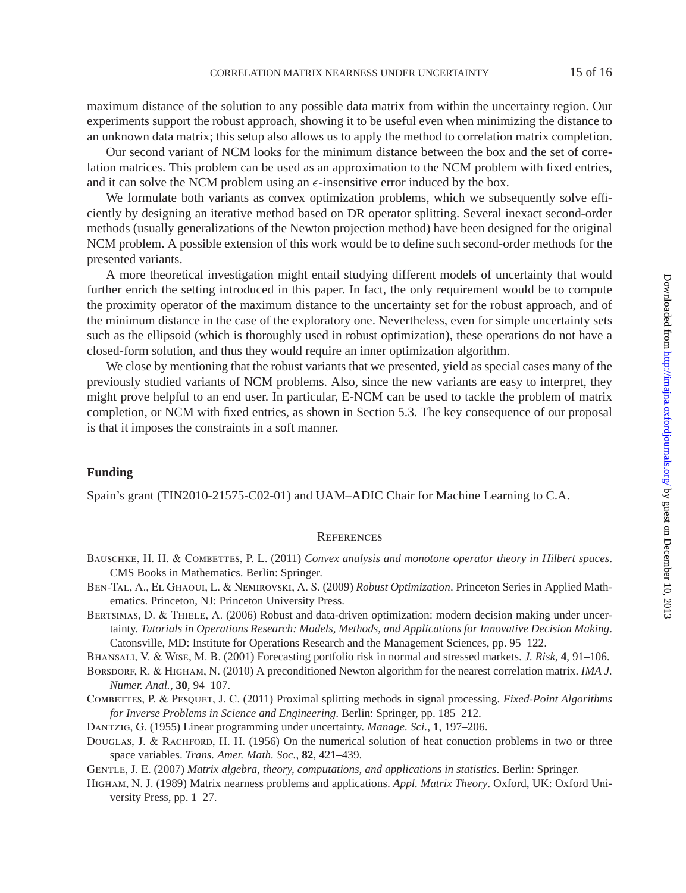maximum distance of the solution to any possible data matrix from within the uncertainty region. Our experiments support the robust approach, showing it to be useful even when minimizing the distance to an unknown data matrix; this setup also allows us to apply the method to correlation matrix completion.

Our second variant of NCM looks for the minimum distance between the box and the set of correlation matrices. This problem can be used as an approximation to the NCM problem with fixed entries, and it can solve the NCM problem using an $\epsilon$-insensitive error induced by the box.

We formulate both variants as convex optimization problems, which we subsequently solve efficiently by designing an iterative method based on DR operator splitting. Several inexact second-order methods (usually generalizations of the Newton projection method) have been designed for the original NCM problem. A possible extension of this work would be to define such second-order methods for the presented variants.

A more theoretical investigation might entail studying different models of uncertainty that would further enrich the setting introduced in this paper. In fact, the only requirement would be to compute the proximity operator of the maximum distance to the uncertainty set for the robust approach, and of the minimum distance in the case of the exploratory one. Nevertheless, even for simple uncertainty sets such as the ellipsoid (which is thoroughly used in robust optimization), these operations do not have a closed-form solution, and thus they would require an inner optimization algorithm.

We close by mentioning that the robust variants that we presented, yield as special cases many of the previously studied variants of NCM problems. Also, since the new variants are easy to interpret, they might prove helpful to an end user. In particular, E-NCM can be used to tackle the problem of matrix completion, or NCM with fixed entries, as shown in Section 5.3. The key consequence of our proposal is that it imposes the constraints in a soft manner.

## Funding

Spain's grant (TIN2010-21575-C02-01) and UAM–ADIC Chair for Machine Learning to C.A.

## References

Bauschke, H. H. & Combettes, P. L. (2011) *Convex analysis and monotone operator theory in Hilbert spaces*. CMS Books in Mathematics. Berlin: Springer.

Ben-Tal, A., El Ghaoui, L. & Nemirovski, A. S. (2009) *Robust Optimization*. Princeton Series in Applied Mathematics. Princeton, NJ: Princeton University Press.

Bertsimas, D. & Thiele, A. (2006) Robust and data-driven optimization: modern decision making under uncertainty. *Tutorials in Operations Research: Models, Methods, and Applications for Innovative Decision Making*. Catonsville, MD: Institute for Operations Research and the Management Sciences, pp. 95–122.

Bhansali, V. & Wise, M. B. (2001) Forecasting portfolio risk in normal and stressed markets. *J. Risk*, **4**, 91–106.

Borsdorf, R. & Higham, N. (2010) A preconditioned Newton algorithm for the nearest correlation matrix. *IMA J. Numer. Anal.*, **30**, 94–107.

Combettes, P. & Pesquet, J. C. (2011) Proximal splitting methods in signal processing. *Fixed-Point Algorithms for Inverse Problems in Science and Engineering*. Berlin: Springer, pp. 185–212.

Dantzig, G. (1955) Linear programming under uncertainty. *Manage. Sci.*, **1**, 197–206.

Douglas, J. & Rachford, H. H. (1956) On the numerical solution of heat conuction problems in two or three space variables. *Trans. Amer. Math. Soc.*, **82**, 421–439.

Gentle, J. E. (2007) *Matrix algebra, theory, computations, and applications in statistics*. Berlin: Springer.

Higham, N. J. (1989) Matrix nearness problems and applications. *Appl. Matrix Theory*. Oxford, UK: Oxford University Press, pp. 1–27.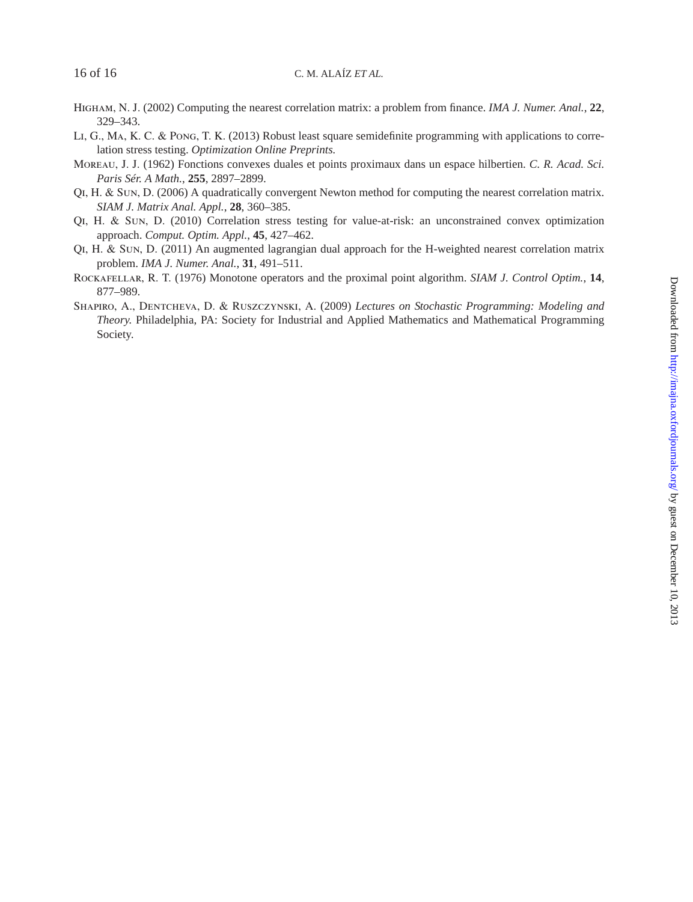Higham, N. J. (2002) Computing the nearest correlation matrix: a problem from finance. *IMA J. Numer. Anal.*, **22**, 329–343.

Li, G., Ma, K. C. & Pong, T. K. (2013) Robust least square semidefinite programming with applications to correlation stress testing. *Optimization Online Preprints.*

Moreau, J. J. (1962) Fonctions convexes duales et points proximaux dans un espace hilbertien. *C. R. Acad. Sci. Paris Sér. A Math.*, **255**, 2897–2899.

Qi, H. & Sun, D. (2006) A quadratically convergent Newton method for computing the nearest correlation matrix. *SIAM J. Matrix Anal. Appl.*, **28**, 360–385.

Qi, H. & Sun, D. (2010) Correlation stress testing for value-at-risk: an unconstrained convex optimization approach. *Comput. Optim. Appl.*, **45**, 427–462.

Qi, H. & Sun, D. (2011) An augmented lagrangian dual approach for the H-weighted nearest correlation matrix problem. *IMA J. Numer. Anal.*, **31**, 491–511.

Rockafellar, R. T. (1976) Monotone operators and the proximal point algorithm. *SIAM J. Control Optim.*, **14**, 877–989.

Shapiro, A., Dentcheva, D. & Ruszczynski, A. (2009) *Lectures on Stochastic Programming: Modeling and Theory.* Philadelphia, PA: Society for Industrial and Applied Mathematics and Mathematical Programming Society.